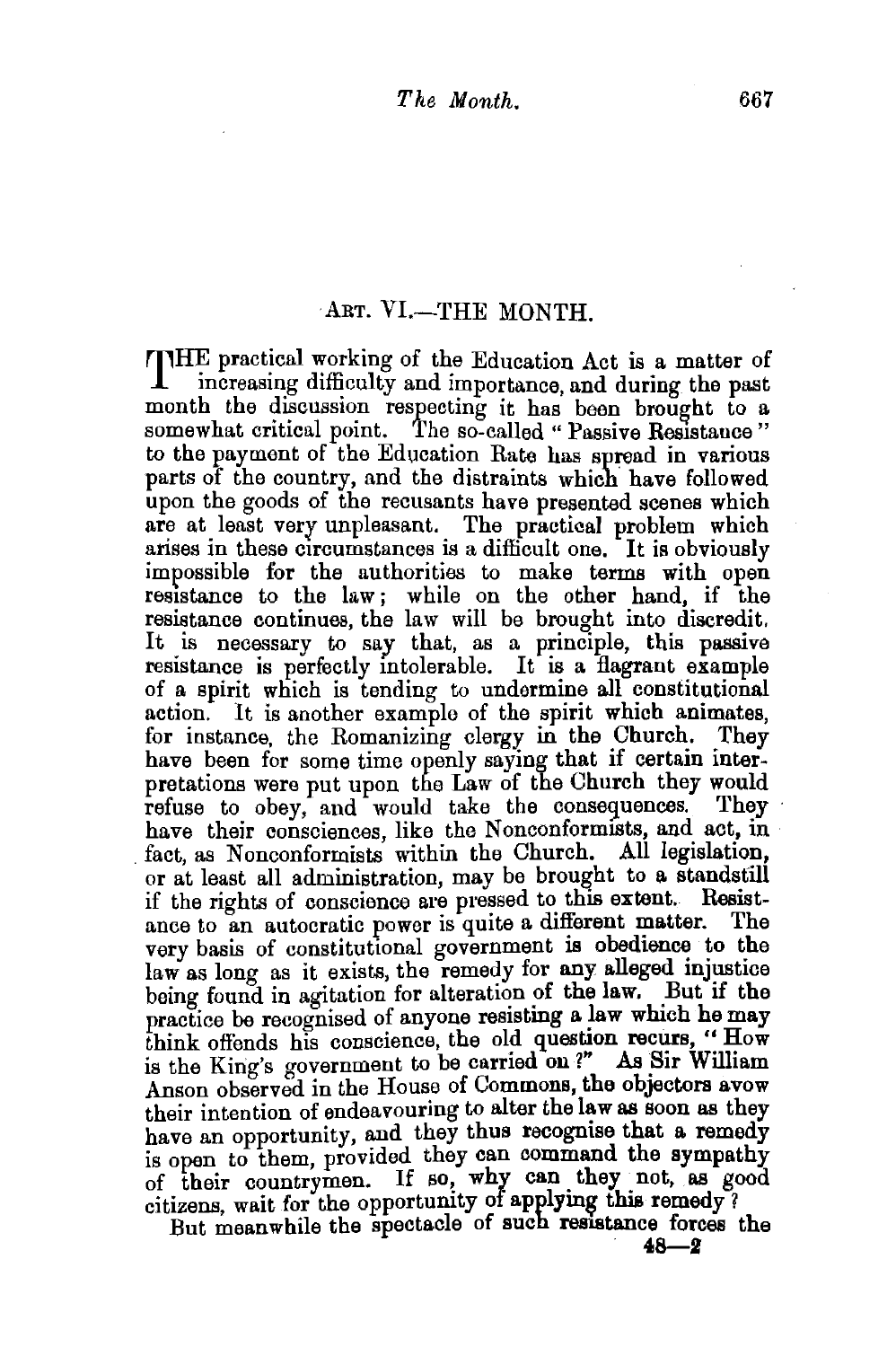## ART. VI.—THE MONTH.

THE practical working of the Education Act is a matter of increasing difficulty and importance, and during the past month the discussion respecting it has been brought to a somewhat critical point. The so-called "Passive Resistance" to the payment of the Education Rate has spread in various parts of the country, and the distraints which have followed upon the goods of the recusants have presented scenes which are at least very unpleasant. The practical problem which arises in these circumstances is a difficult one. It is obviously impossible for the authorities to make terms with open resistance to the law; while on the other hand, if the resistance continues, the law will be brought into discredit. It is necessary to say that, as a principle, this passive resistance is perfectly intolerable. It is a flagrant example of a spirit which is tending to undermine all constitutional action. It is another example of the spirit which animates, for instance, the Romanizing clergy in the Church. They have been for some time openly saying that if certain interpretations were put upon the Law of the Church they would refuse to obey, and would take the consequences. They have their consciences, like the Nonconformists, and act, in fact, as Nonconformists within the Church. All legislation, or at least all administration, may be brought to a standstill if the rights of conscience are pressed to this extent. Resistance to an autocratic power is quite a different matter. The very basis of constitutional government is obedience to the law as long as it exists, the remedy for any alleged injustice being found in agitation for alteration of the law. But if the practice be recognised of anyone resisting a law which he may think offends his conscience, the old question recurs, "How is the King's government to be carried on?" As Sir William Anson observed in the House of Commons, the objectors avow their intention of endeavouring to alter the law as soon as they have an opportunity, and they thus recognise that a remedy is open to them, provided they can command the sympathy of their countrymen. If so, why can they not, as good citizens, wait for the opportunity of applying this remedy?

But meanwhile the spectacle of such resistance forces the

48—2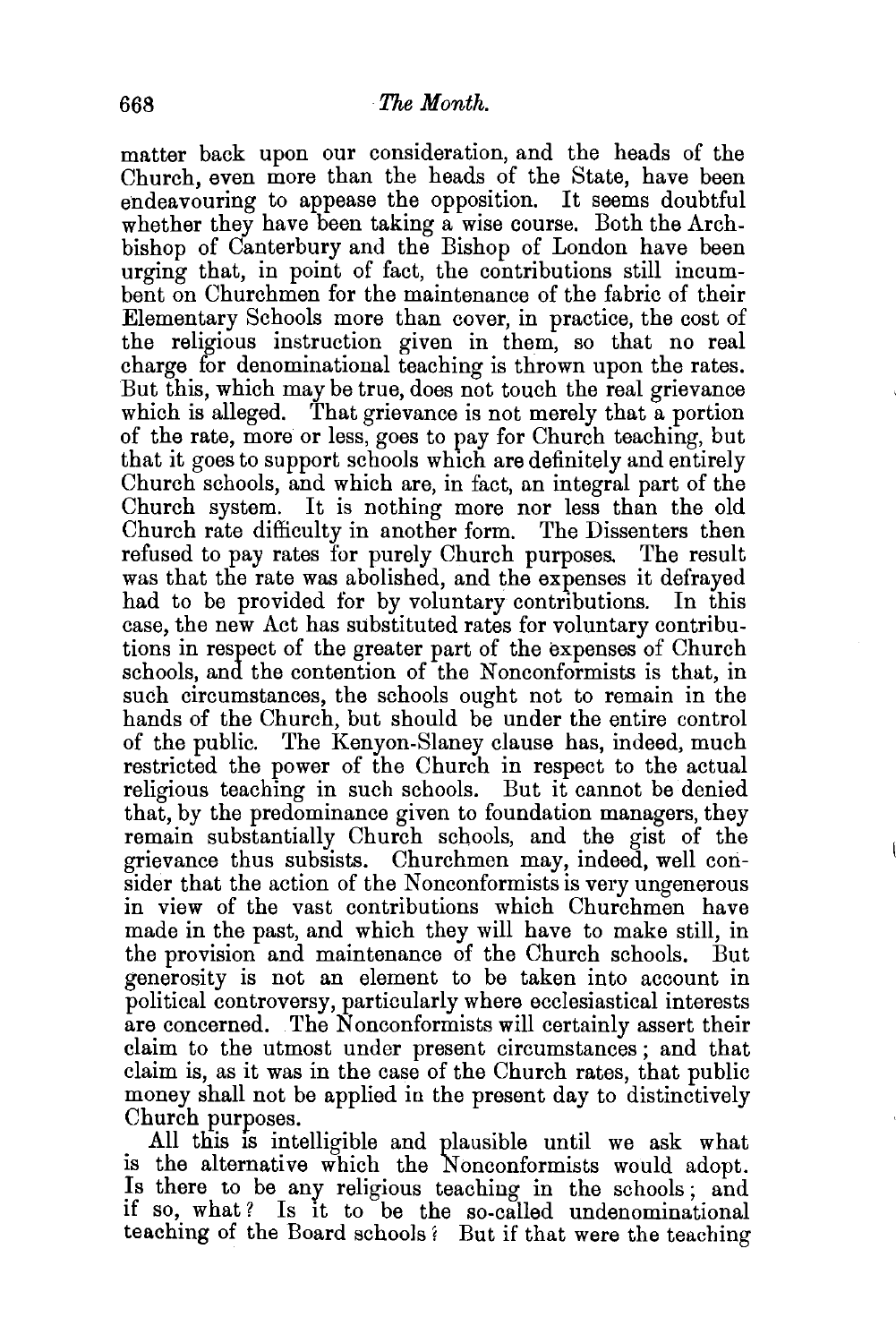matter back upon our consideration, and the heads of the Church, even more than the heads of the State, have been endeavouring to appease the opposition. It seems doubtful whether they have been taking a wise course. Both the Archbishop of Canterbury and the Bishop of London have been urging that, in point of fact, the contributions still incumbent on Churchmen for the maintenance of the fabric of their Elementary Schools more than cover, in practice, the cost of the religious instruction given in them, so that no real charge for denominational teaching is thrown upon the rates. But this, which may be true, does not touch the real grievance which is alleged. That grievance is not merely that a portion of the rate, more or less, goes to pay for Church teaching, but that it goes to support schools which are definitely and entirely Church schools, and which are, in fact, an integral part of the Church system. It is nothing more nor less than the old Church rate difficulty in another form. The Dissenters then refused to pay rates for purely Church purposes. The result was that the rate was abolished, and the expenses it defrayed had to be provided for by voluntary contributions. In this case, the new Act has substituted rates for voluntary contributions in respect of the greater part of the expenses of Church schools, and the contention of the Nonconformists is that, in such circumstances, the schools ought not to remain in the hands of the Church, but should be under the entire control of the public. The Kenyon-Slaney clause has, indeed, much restricted the power of the Church in respect to the actual religious teaching in such schools. But it cannot be denied that, by the predominance given to foundation managers, they remain substantially Church schools, and the gist of the grievance thus subsists. Churchmen may, indeed, well consider that the action of the Nonconformists is very ungenerous in view of the vast contributions which Churchmen have made in the past, and which they will have to make still, in the provision and maintenance of the Church schools. But generosity is not an element to be taken into account in political controversy, particularly where ecclesiastical interests are concerned. The Nonconformists will certainly assert their claim to the utmost under present circumstances; and that claim is, as it was in the case of the Church rates, that public money shall not be applied in the present day to distinctively Church purposes.

All this is intelligible and plausible until we ask what is the alternative which the Nonconformists would adopt. Is there to be any religious teaching in the schools; and if so, what? Is it to be the so-called undenominational teaching of the Board schools? But if that were the teaching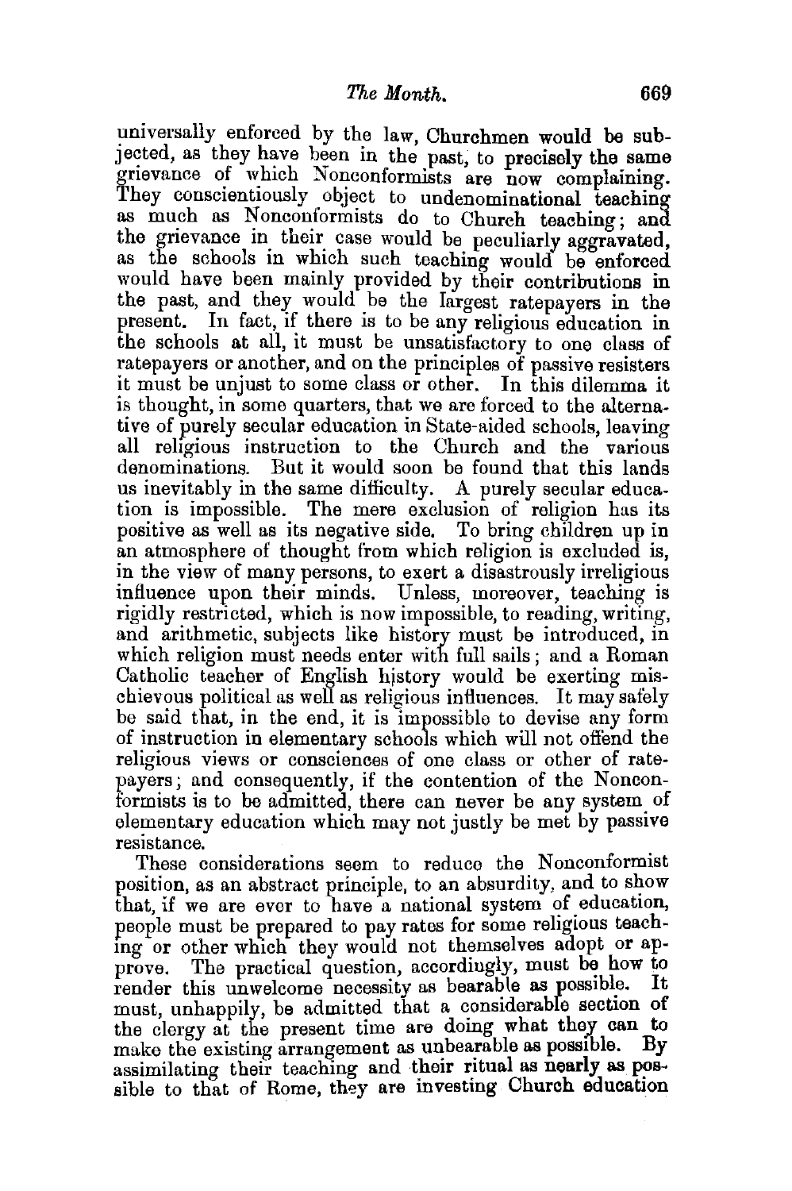universally enforced by the law, Churchmen would be subjected, as they have been in the past, to precisely the same grievance of which Nonconformists are now complaining. They conscientiously object to undenominational teaching as much as Nonconformists do to Church teaching; and the grievance in their case would be peculiarly aggravated, as the schools in which such teaching would be enforced would have been mainly provided by their contributions in the past, and they would be the largest ratepayers in the present. In fact, if there is to be any religious education in the schools at all, it must be unsatisfactory to one class of ratepayers or another, and on the principles of passive resisters it must be unjust to some class or other. In this dilemma it is thought, in some quarters, that we are forced to the alternative of purely secular education in State-aided schools, leaving all religious instruction to the Church and the various denominations. But it would soon be found that this lands us inevitably in the same difficulty. A purely secular education is impossible. The mere exclusion of religion has its positive as well as its negative side. To bring children up in an atmosphere of thought from which religion is excluded is, in the view of many persons, to exert a disastrously irreligious influence upon their minds. Unless, moreover, teaching is rigidly restricted, which is now impossible, to reading, writing, and arithmetic, subjects like history must be introduced, in which religion must needs enter with full sails; and a Roman Catholic teacher of English history would be exerting mischievous political as well as religious influences. It may safely be said that, in the end, it is impossible to devise any form of instruction in elementary schools which will not offend the religious views or consciences of one class or other of ratepayers; and consequently, if the contention of the Nonconformists is to be admitted, there can never be any system of elementary education which may not justly be met by passive resistance.

These considerations seem to reduce the Nonconformist position, as an abstract principle, to an absurdity, and to show that, if we are ever to have a national system of education, people must be prepared to pay rates for some religious teaching or other which they would not themselves adopt or approve. The practical question, accordingly, must be how to render this unwelcome necessity as bearable as possible. It must, unhappily, be admitted that a considerable section of the clergy at the present time are doing what they can to make the existing arrangement as unbearable as possible. By assimilating their teaching and their ritual as nearly as possible to that of Rome, they are investing Church education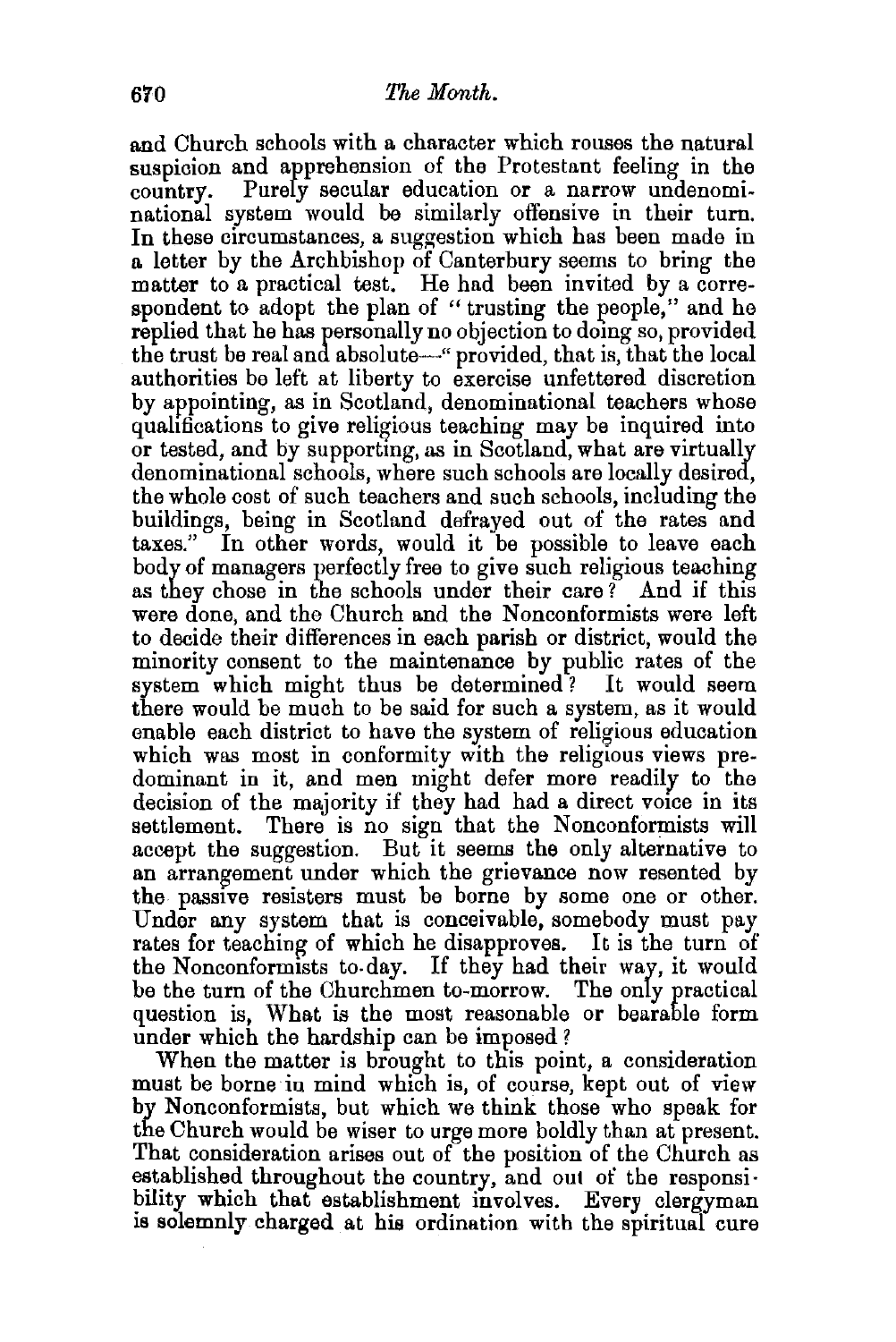and Church schools with a character which rouses the natural suspicion and apprehension of the Protestant feeling in the country. Purely secular education or a narrow undenominational system would be similarly offensive in their turn. In these circumstances, a suggestion which has been made in a letter by the Archbishop of Canterbury seems to bring the matter to a practical test. He had been invited by a correspondent to adopt the plan of "trusting the people," and he replied that he has personally no objection to doing so, provided the trust be real and absolute—"provided, that is, that the local authorities be left at liberty to exercise unfettered discretion by appointing, as in Scotland, denominational teachers whose qualifications to give religious teaching may be inquired into or tested, and by supporting, as in Scotland, what are virtually denominational schools, where such schools are locally desired, the whole cost of such teachers and such schools, including the buildings, being in Scotland defrayed out of the rates and taxes." In other words, would it be possible to leave each body of managers perfectly free to give such religious teaching as they chose in the schools under their care? And if this were done, and the Church and the Nonconformists were left to decide their differences in each parish or district, would the minority consent to the maintenance by public rates of the system which might thus be determined? It would seem there would be much to be said for such a system, as it would enable each district to have the system of religious education which was most in conformity with the religious views predominant in it, and men might defer more readily to the decision of the majority if they had had a direct voice in its settlement. There is no sign that the Nonconformists will accept the suggestion. But it seems the only alternative to an arrangement under which the grievance now resented by the passive resisters must be borne by some one or other. Under any system that is conceivable, somebody must pay rates for teaching of which he disapproves. It is the turn of the Nonconformists to-day. If they had their way, it would be the turn of the Churchmen to-morrow. The only practical question is, What is the most reasonable or bearable form under which the hardship can be imposed?

When the matter is brought to this point, a consideration must be borne in mind which is, of course, kept out of view by Nonconformists, but which we think those who speak for the Church would be wiser to urge more boldly than at present. That consideration arises out of the position of the Church as established throughout the country, and out of the responsibility which that establishment involves. Every clergyman is solemnly charged at his ordination with the spiritual cure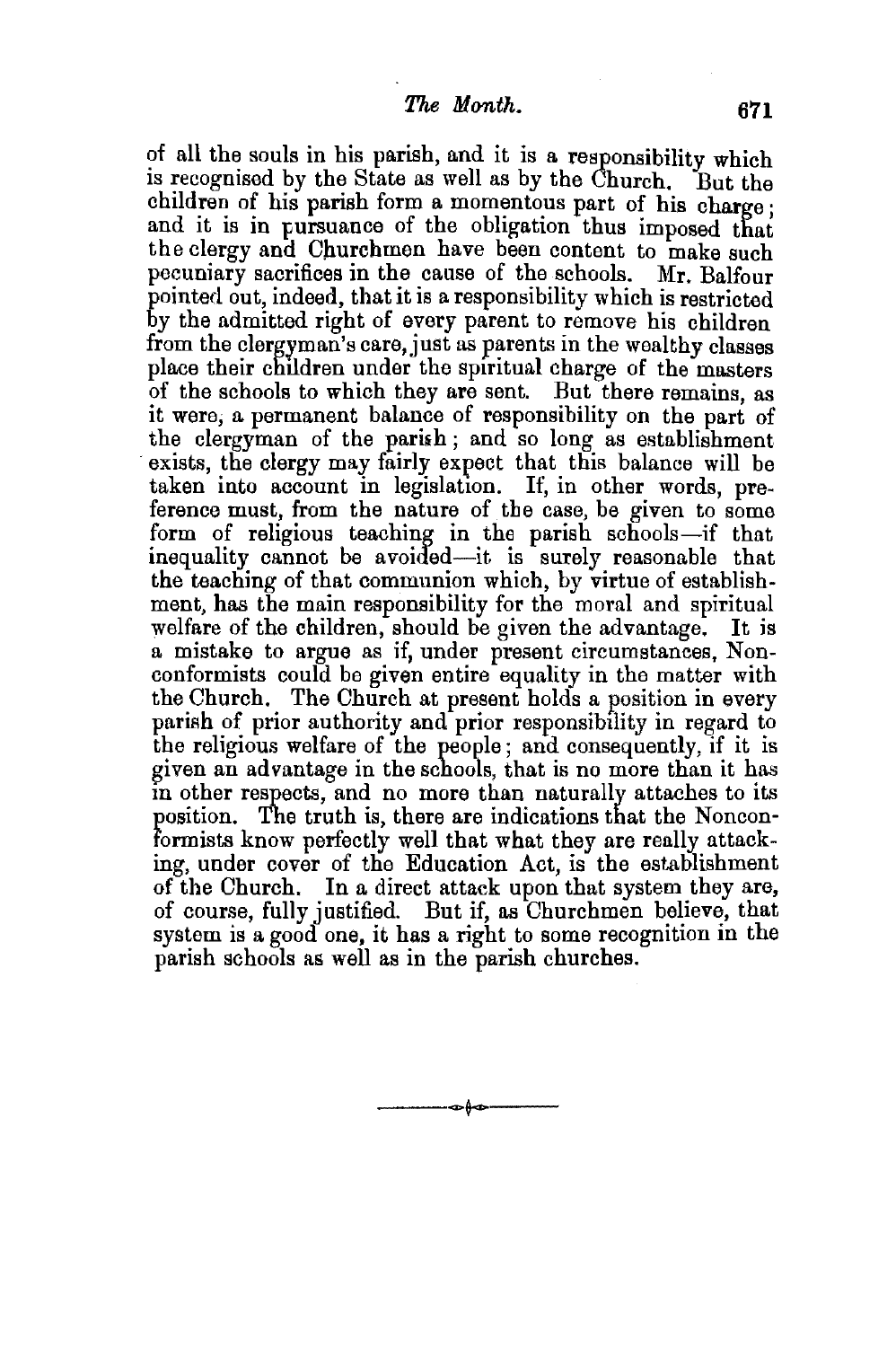of all the souls in his parish, and it is a responsibility which is recognised by the State as well as by the Church. But the children of his parish form a momentous part of his charge; and it is in pursuance of the obligation thus imposed that the clergy and Churchmen have been content to make such pecuniary sacrifices in the cause of the schools. Mr. Balfour pointed out, indeed, that it is a responsibility which is restricted by the admitted right of every parent to remove his children from the clergyman's care, just as parents in the wealthy classes place their children under the spiritual charge of the masters of the schools to which they are sent. But there remains, as it were, a permanent balance of responsibility on the part of the clergyman of the parish; and so long as establishment exists, the clergy may fairly expect that this balance will be taken into account in legislation. If, in other words, preference must, from the nature of the case, be given to some form of religious teaching in the parish schools—if that inequality cannot be avoided—it is surely reasonable that the teaching of that communion which, by virtue of establishment, has the main responsibility for the moral and spiritual welfare of the children, should be given the advantage. It is a mistake to argue as if, under present circumstances, Nonconformists could be given entire equality in the matter with the Church. The Church at present holds a position in every parish of prior authority and prior responsibility in regard to the religious welfare of the people; and consequently, if it is given an advantage in the schools, that is no more than it has in other respects, and no more than naturally attaches to its position. The truth is, there are indications that the Nonconformists know perfectly well that what they are really attacking, under cover of the Education Act, is the establishment of the Church. In a direct attack upon that system they are, of course, fully justified. But if, as Churchmen believe, that system is a good one, it has a right to some recognition in the parish schools as well as in the parish churches.